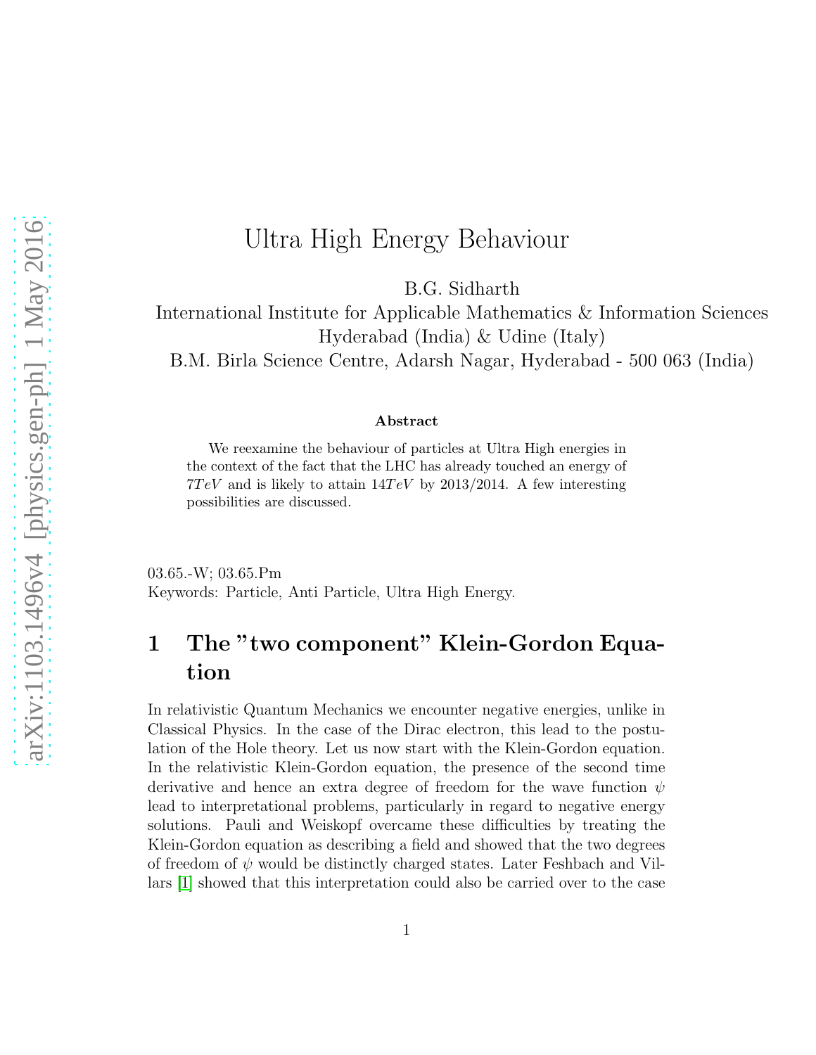// Ultra High Energy Behaviour

B.G. Sidharth
International Institute for Applicable Mathematics & Information Sciences
Hyderabad (India) & Udine (Italy)
B.M. Birla Science Centre, Adarsh Nagar, Hyderabad - 500 063 (India)

**Abstract**

We reexamine the behaviour of particles at Ultra High energies in the context of the fact that the LHC has already touched an energy of $7TeV$ and is likely to attain $14TeV$ by 2013/2014. A few interesting possibilities are discussed.

03.65.-W; 03.65.Pm
Keywords: Particle, Anti Particle, Ultra High Energy.

## 1 The "two component" Klein-Gordon Equation

In relativistic Quantum Mechanics we encounter negative energies, unlike in Classical Physics. In the case of the Dirac electron, this lead to the postulation of the Hole theory. Let us now start with the Klein-Gordon equation. In the relativistic Klein-Gordon equation, the presence of the second time derivative and hence an extra degree of freedom for the wave function $\psi$ lead to interpretational problems, particularly in regard to negative energy solutions. Pauli and Weiskopf overcame these difficulties by treating the Klein-Gordon equation as describing a field and showed that the two degrees of freedom of $\psi$ would be distinctly charged states. Later Feshbach and Villars [1] showed that this interpretation could also be carried over to the case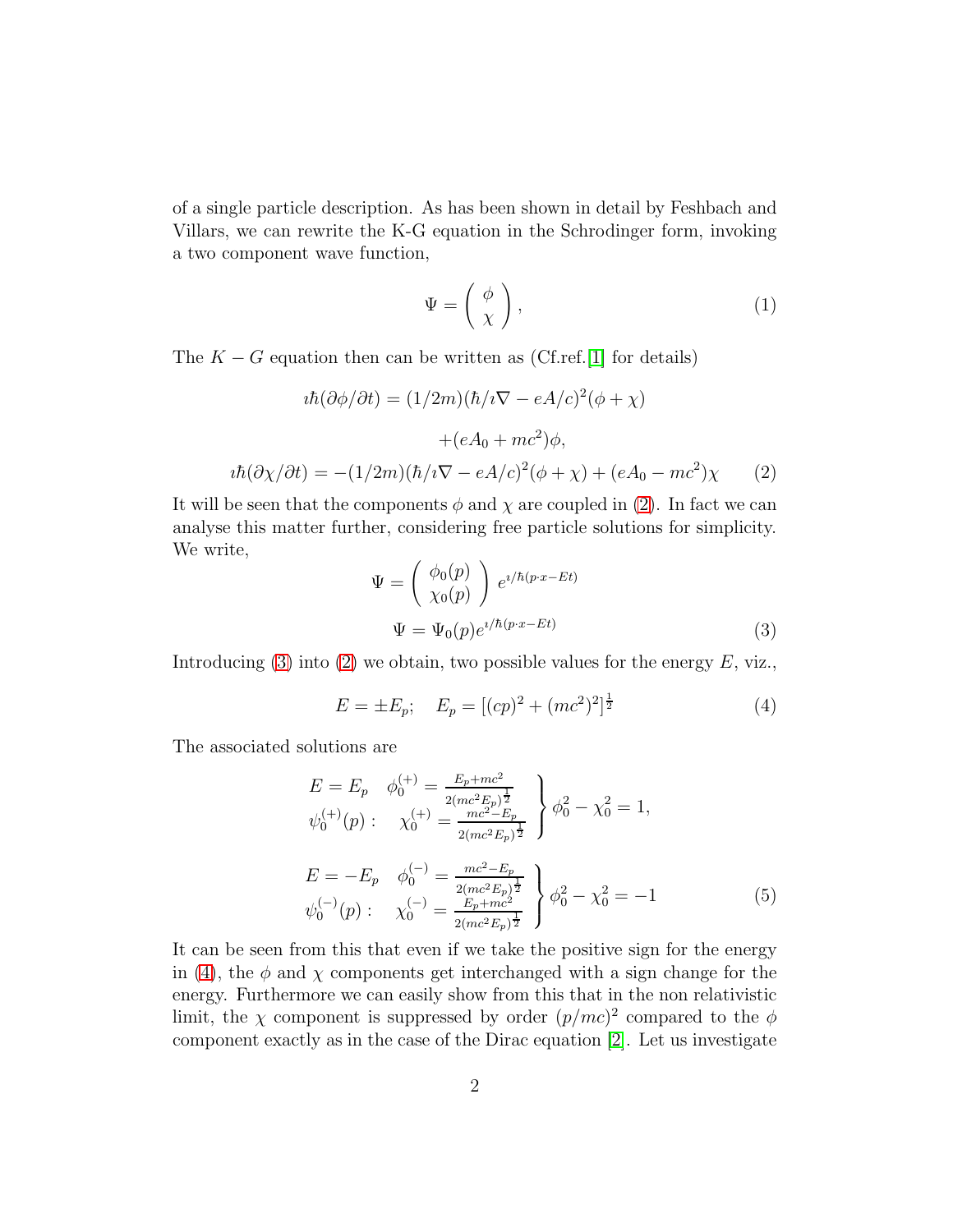of a single particle description. As has been shown in detail by Feshbach and Villars, we can rewrite the K-G equation in the Schrodinger form, invoking a two component wave function,

$$\Psi = \begin{pmatrix} \phi \\ \chi \end{pmatrix}, \tag{1}$$

The $K-G$ equation then can be written as (Cf.ref.[1] for details)

$$\imath\hbar(\partial\phi/\partial t) = (1/2m)(\hbar/\imath\nabla - eA/c)^2(\phi+\chi)$$
$$+(eA_0 + mc^2)\phi,$$
$$\imath\hbar(\partial\chi/\partial t) = -(1/2m)(\hbar/\imath\nabla - eA/c)^2(\phi+\chi) + (eA_0 - mc^2)\chi \tag{2}$$

It will be seen that the components $\phi$ and $\chi$ are coupled in (2). In fact we can analyse this matter further, considering free particle solutions for simplicity. We write,

$$\Psi = \begin{pmatrix} \phi_0(p) \\ \chi_0(p) \end{pmatrix} e^{\imath/\hbar(p\cdot x - Et)}$$
$$\Psi = \Psi_0(p) e^{\imath/\hbar(p\cdot x - Et)} \tag{3}$$

Introducing (3) into (2) we obtain, two possible values for the energy $E$, viz.,

$$E = \pm E_p; \quad E_p = [(cp)^2 + (mc^2)^2]^{\frac{1}{2}} \tag{4}$$

The associated solutions are

$$\left.\begin{array}{ll} E = E_p & \phi_0^{(+)} = \frac{E_p + mc^2}{2(mc^2E_p)^{\frac{1}{2}}} \\ \psi_0^{(+)}(p): & \chi_0^{(+)} = \frac{mc^2 - E_p}{2(mc^2E_p)^{\frac{1}{2}}} \end{array}\right\} \phi_0^2 - \chi_0^2 = 1,$$

$$\left.\begin{array}{ll} E = -E_p & \phi_0^{(-)} = \frac{mc^2 - E_p}{2(mc^2E_p)^{\frac{1}{2}}} \\ \psi_0^{(-)}(p): & \chi_0^{(-)} = \frac{E_p + mc^2}{2(mc^2E_p)^{\frac{1}{2}}} \end{array}\right\} \phi_0^2 - \chi_0^2 = -1 \tag{5}$$

It can be seen from this that even if we take the positive sign for the energy in (4), the $\phi$ and $\chi$ components get interchanged with a sign change for the energy. Furthermore we can easily show from this that in the non relativistic limit, the $\chi$ component is suppressed by order $(p/mc)^2$ compared to the $\phi$ component exactly as in the case of the Dirac equation [2]. Let us investigate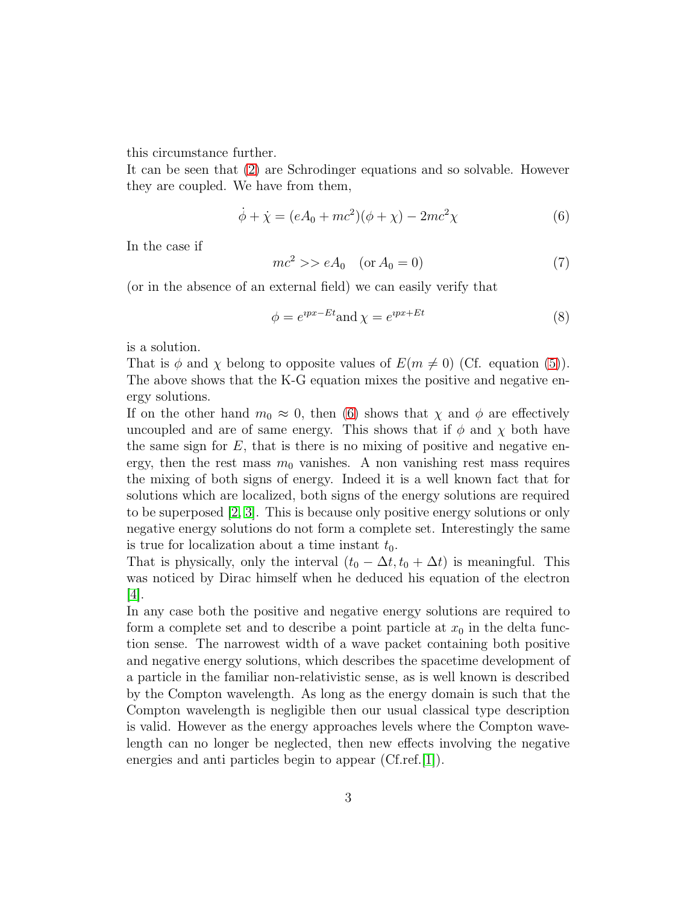this circumstance further.
It can be seen that (2) are Schrodinger equations and so solvable. However they are coupled. We have from them,

$$\dot{\phi} + \dot{\chi} = (eA_0 + mc^2)(\phi + \chi) - 2mc^2\chi \tag{6}$$

In the case if

$$mc^2 >> eA_0 \quad (\text{or } A_0 = 0) \tag{7}$$

(or in the absence of an external field) we can easily verify that

$$\phi = e^{\imath px - Et} \text{and } \chi = e^{\imath px + Et} \tag{8}$$

is a solution.
That is $\phi$ and $\chi$ belong to opposite values of $E(m \neq 0)$ (Cf. equation (5)). The above shows that the K-G equation mixes the positive and negative energy solutions.
If on the other hand $m_0 \approx 0$, then (6) shows that $\chi$ and $\phi$ are effectively uncoupled and are of same energy. This shows that if $\phi$ and $\chi$ both have the same sign for $E$, that is there is no mixing of positive and negative energy, then the rest mass $m_0$ vanishes. A non vanishing rest mass requires the mixing of both signs of energy. Indeed it is a well known fact that for solutions which are localized, both signs of the energy solutions are required to be superposed [2, 3]. This is because only positive energy solutions or only negative energy solutions do not form a complete set. Interestingly the same is true for localization about a time instant $t_0$.
That is physically, only the interval $(t_0 - \Delta t, t_0 + \Delta t)$ is meaningful. This was noticed by Dirac himself when he deduced his equation of the electron [4].
In any case both the positive and negative energy solutions are required to form a complete set and to describe a point particle at $x_0$ in the delta function sense. The narrowest width of a wave packet containing both positive and negative energy solutions, which describes the spacetime development of a particle in the familiar non-relativistic sense, as is well known is described by the Compton wavelength. As long as the energy domain is such that the Compton wavelength is negligible then our usual classical type description is valid. However as the energy approaches levels where the Compton wavelength can no longer be neglected, then new effects involving the negative energies and anti particles begin to appear (Cf.ref.[1]).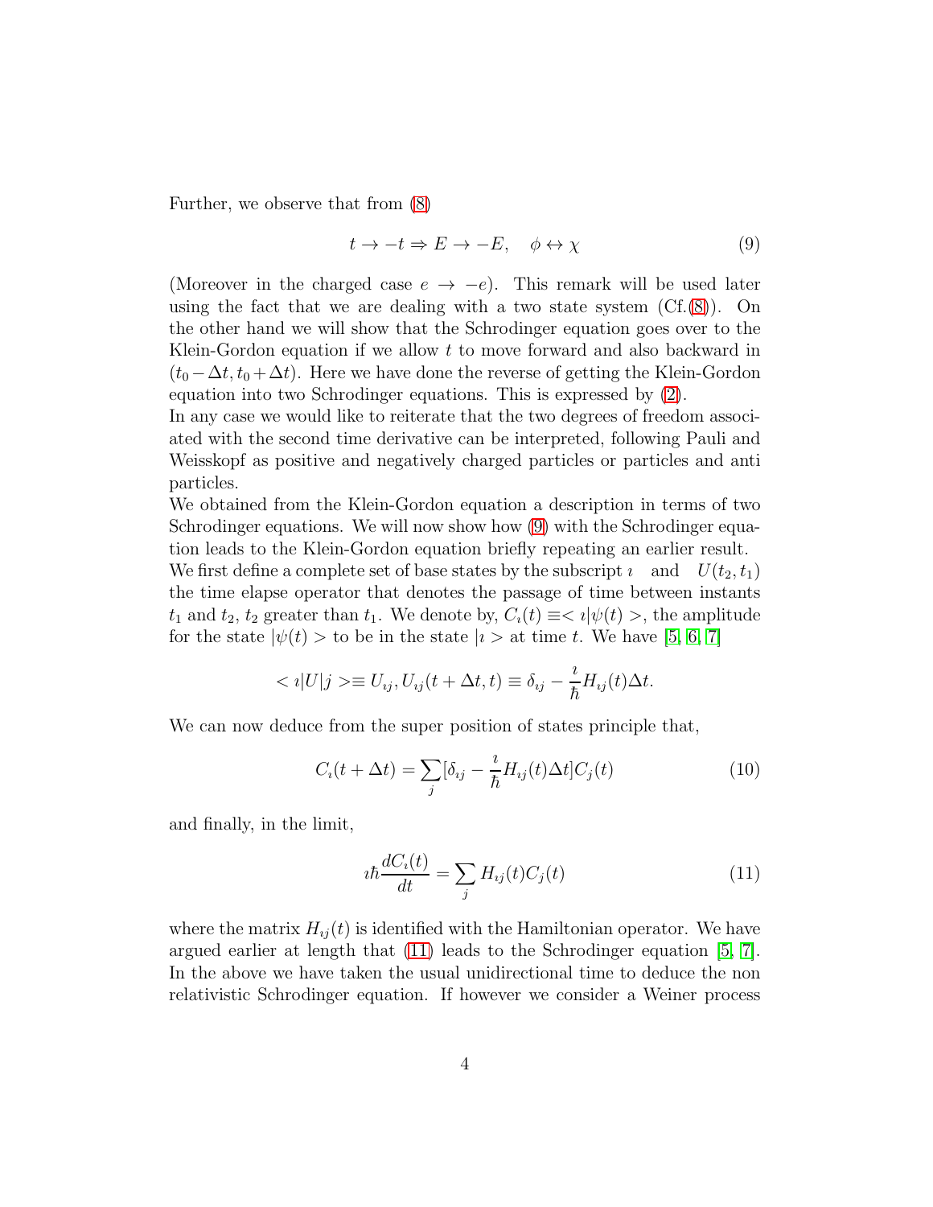Further, we observe that from (8)

$$t \to -t \Rightarrow E \to -E, \quad \phi \leftrightarrow \chi \tag{9}$$

(Moreover in the charged case $e \to -e$). This remark will be used later using the fact that we are dealing with a two state system (Cf.(8)). On the other hand we will show that the Schrodinger equation goes over to the Klein-Gordon equation if we allow $t$ to move forward and also backward in $(t_0 - \Delta t, t_0 + \Delta t)$. Here we have done the reverse of getting the Klein-Gordon equation into two Schrodinger equations. This is expressed by (2).

In any case we would like to reiterate that the two degrees of freedom associated with the second time derivative can be interpreted, following Pauli and Weisskopf as positive and negatively charged particles or particles and anti particles.

We obtained from the Klein-Gordon equation a description in terms of two Schrodinger equations. We will now show how (9) with the Schrodinger equation leads to the Klein-Gordon equation briefly repeating an earlier result.

We first define a complete set of base states by the subscript $\imath$ and $U(t_2, t_1)$ the time elapse operator that denotes the passage of time between instants $t_1$ and $t_2$, $t_2$ greater than $t_1$. We denote by, $C_\imath(t) \equiv <\imath|\psi(t)>$, the amplitude for the state $|\psi(t)>$ to be in the state $|\imath>$ at time $t$. We have [5, 6, 7]

$$<\imath|U|j> \equiv U_{\imath j}, U_{\imath j}(t + \Delta t, t) \equiv \delta_{\imath j} - \frac{\imath}{\hbar} H_{\imath j}(t)\Delta t.$$

We can now deduce from the super position of states principle that,

$$C_\imath(t + \Delta t) = \sum_j [\delta_{\imath j} - \frac{\imath}{\hbar} H_{\imath j}(t)\Delta t] C_j(t) \tag{10}$$

and finally, in the limit,

$$\imath\hbar \frac{dC_\imath(t)}{dt} = \sum_j H_{\imath j}(t) C_j(t) \tag{11}$$

where the matrix $H_{\imath j}(t)$ is identified with the Hamiltonian operator. We have argued earlier at length that (11) leads to the Schrodinger equation [5, 7]. In the above we have taken the usual unidirectional time to deduce the non relativistic Schrodinger equation. If however we consider a Weiner process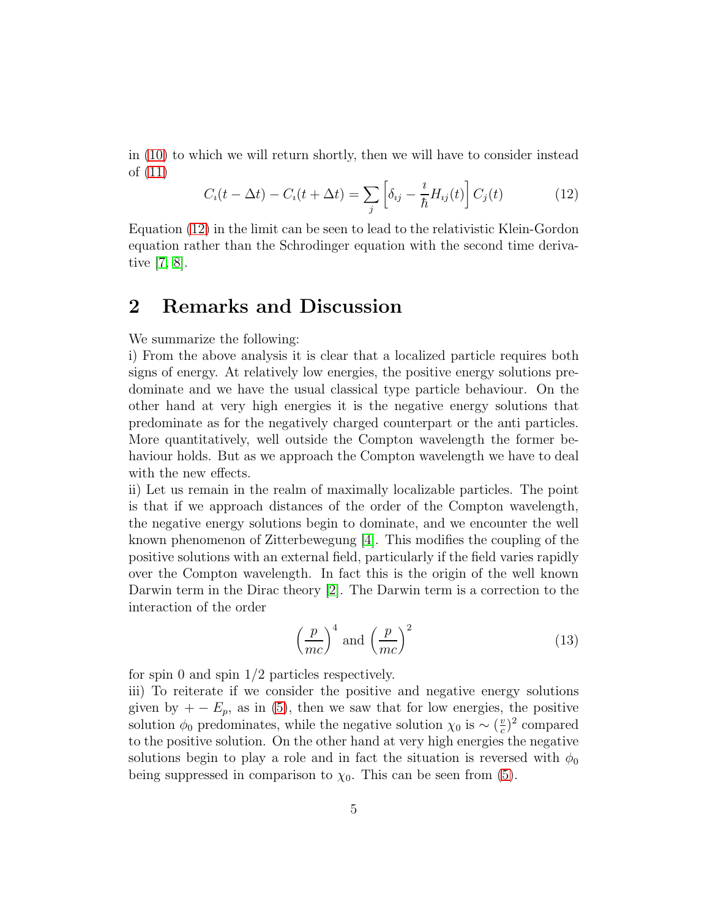in (10) to which we will return shortly, then we will have to consider instead of (11)

$$C_\imath(t-\Delta t) - C_\imath(t+\Delta t) = \sum_j \left[\delta_{\imath j} - \frac{\imath}{\hbar} H_{\imath j}(t)\right] C_j(t) \tag{12}$$

Equation (12) in the limit can be seen to lead to the relativistic Klein-Gordon equation rather than the Schrodinger equation with the second time derivative [7, 8].

## 2 Remarks and Discussion

We summarize the following:
i) From the above analysis it is clear that a localized particle requires both signs of energy. At relatively low energies, the positive energy solutions predominate and we have the usual classical type particle behaviour. On the other hand at very high energies it is the negative energy solutions that predominate as for the negatively charged counterpart or the anti particles. More quantitatively, well outside the Compton wavelength the former behaviour holds. But as we approach the Compton wavelength we have to deal with the new effects.
ii) Let us remain in the realm of maximally localizable particles. The point is that if we approach distances of the order of the Compton wavelength, the negative energy solutions begin to dominate, and we encounter the well known phenomenon of Zitterbewegung [4]. This modifies the coupling of the positive solutions with an external field, particularly if the field varies rapidly over the Compton wavelength. In fact this is the origin of the well known Darwin term in the Dirac theory [2]. The Darwin term is a correction to the interaction of the order

$$\left(\frac{p}{mc}\right)^4 \text{ and } \left(\frac{p}{mc}\right)^2 \tag{13}$$

for spin 0 and spin 1/2 particles respectively.
iii) To reiterate if we consider the positive and negative energy solutions given by $+ - E_p$, as in (5), then we saw that for low energies, the positive solution $\phi_0$ predominates, while the negative solution $\chi_0$ is $\sim (\frac{v}{c})^2$ compared to the positive solution. On the other hand at very high energies the negative solutions begin to play a role and in fact the situation is reversed with $\phi_0$ being suppressed in comparison to $\chi_0$. This can be seen from (5).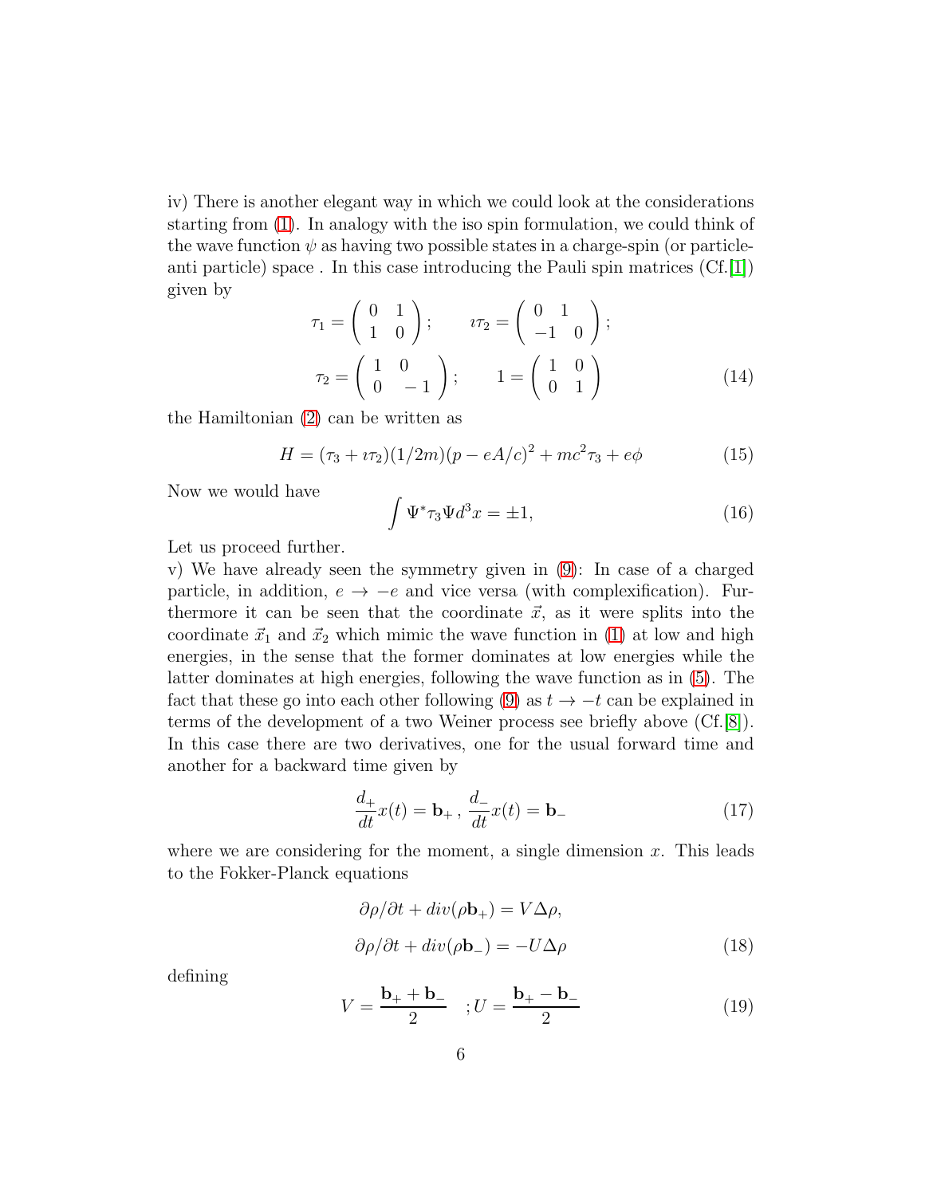iv) There is another elegant way in which we could look at the considerations starting from (1). In analogy with the iso spin formulation, we could think of the wave function $\psi$ as having two possible states in a charge-spin (or particle-anti particle) space . In this case introducing the Pauli spin matrices (Cf.[1]) given by

$$\tau_1 = \begin{pmatrix} 0 & 1 \\ 1 & 0 \end{pmatrix}; \qquad \imath\tau_2 = \begin{pmatrix} 0 & 1 \\ -1 & 0 \end{pmatrix};$$

$$\tau_2 = \begin{pmatrix} 1 & 0 \\ 0 & -1 \end{pmatrix}; \qquad 1 = \begin{pmatrix} 1 & 0 \\ 0 & 1 \end{pmatrix} \tag{14}$$

the Hamiltonian (2) can be written as

$$H = (\tau_3 + \imath\tau_2)(1/2m)(p - eA/c)^2 + mc^2\tau_3 + e\phi \tag{15}$$

Now we would have

$$\int \Psi^* \tau_3 \Psi d^3x = \pm 1, \tag{16}$$

Let us proceed further.

v) We have already seen the symmetry given in (9): In case of a charged particle, in addition, $e \to -e$ and vice versa (with complexification). Furthermore it can be seen that the coordinate $\vec{x}$, as it were splits into the coordinate $\vec{x}_1$ and $\vec{x}_2$ which mimic the wave function in (1) at low and high energies, in the sense that the former dominates at low energies while the latter dominates at high energies, following the wave function as in (5). The fact that these go into each other following (9) as $t \to -t$ can be explained in terms of the development of a two Weiner process see briefly above (Cf.[8]). In this case there are two derivatives, one for the usual forward time and another for a backward time given by

$$\frac{d_+}{dt}x(t) = \mathbf{b}_+ \, , \; \frac{d_-}{dt}x(t) = \mathbf{b}_- \tag{17}$$

where we are considering for the moment, a single dimension $x$. This leads to the Fokker-Planck equations

$$\partial\rho/\partial t + div(\rho\mathbf{b}_+) = V\Delta\rho,$$

$$\partial\rho/\partial t + div(\rho\mathbf{b}_-) = -U\Delta\rho \tag{18}$$

defining

$$V = \frac{\mathbf{b}_+ + \mathbf{b}_-}{2} \quad ; U = \frac{\mathbf{b}_+ - \mathbf{b}_-}{2} \tag{19}$$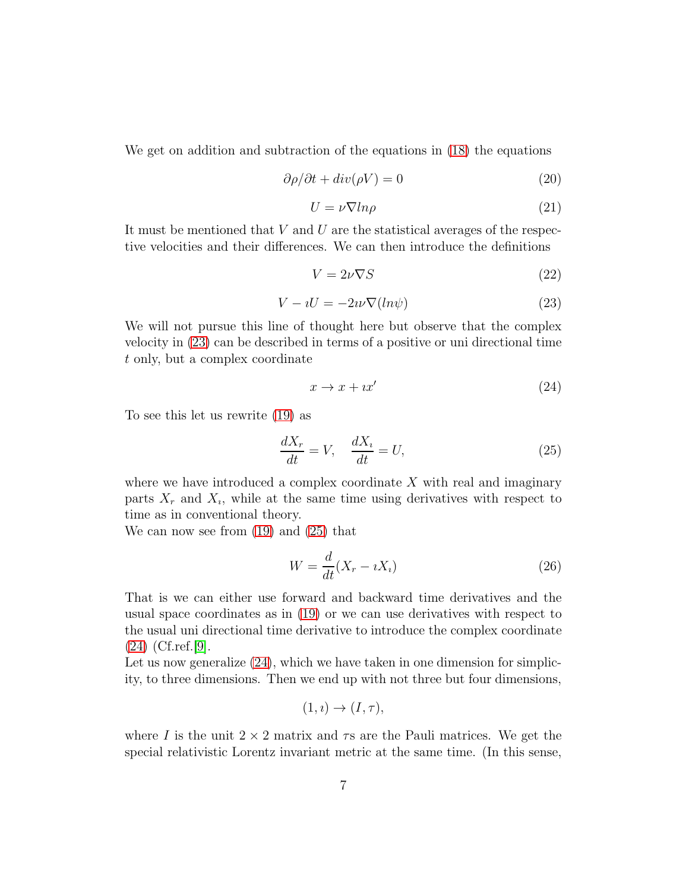We get on addition and subtraction of the equations in (18) the equations

$$\partial \rho / \partial t + div(\rho V) = 0 \tag{20}$$

$$U = \nu \nabla ln \rho \tag{21}$$

It must be mentioned that $V$ and $U$ are the statistical averages of the respective velocities and their differences. We can then introduce the definitions

$$V = 2\nu \nabla S \tag{22}$$

$$V - \imath U = -2\imath\nu \nabla (ln \psi) \tag{23}$$

We will not pursue this line of thought here but observe that the complex velocity in (23) can be described in terms of a positive or uni directional time $t$ only, but a complex coordinate

$$x \to x + \imath x' \tag{24}$$

To see this let us rewrite (19) as

$$\frac{dX_r}{dt} = V, \quad \frac{dX_\imath}{dt} = U, \tag{25}$$

where we have introduced a complex coordinate $X$ with real and imaginary parts $X_r$ and $X_\imath$, while at the same time using derivatives with respect to time as in conventional theory.

We can now see from (19) and (25) that

$$W = \frac{d}{dt}(X_r - \imath X_\imath) \tag{26}$$

That is we can either use forward and backward time derivatives and the usual space coordinates as in (19) or we can use derivatives with respect to the usual uni directional time derivative to introduce the complex coordinate (24) (Cf.ref.[9].

Let us now generalize (24), which we have taken in one dimension for simplicity, to three dimensions. Then we end up with not three but four dimensions,

$$(1, \imath) \to (I, \tau),$$

where $I$ is the unit $2 \times 2$ matrix and $\tau$s are the Pauli matrices. We get the special relativistic Lorentz invariant metric at the same time. (In this sense,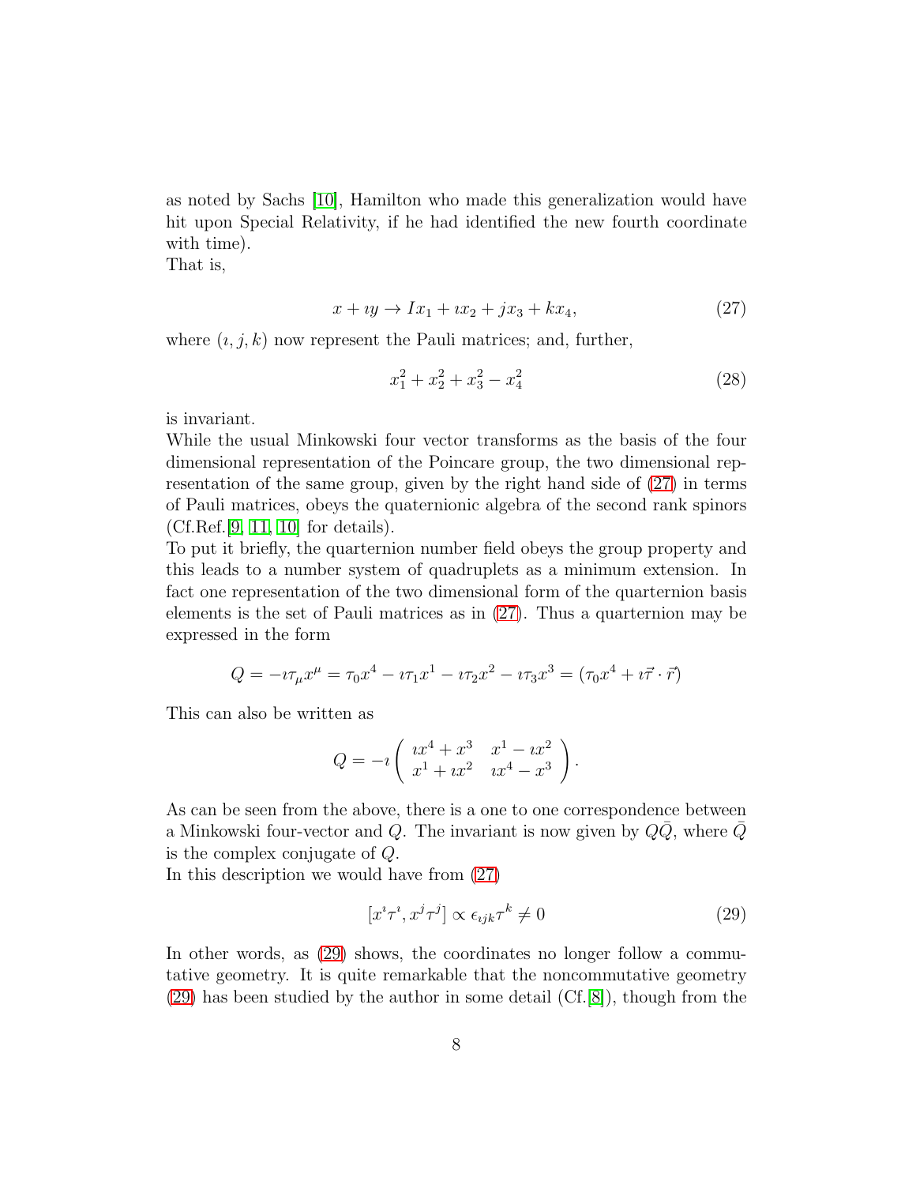as noted by Sachs [10], Hamilton who made this generalization would have hit upon Special Relativity, if he had identified the new fourth coordinate with time).
That is,

$$x + \imath y \to Ix_1 + \imath x_2 + jx_3 + kx_4, \tag{27}$$

where $(\imath, j, k)$ now represent the Pauli matrices; and, further,

$$x_1^2 + x_2^2 + x_3^2 - x_4^2 \tag{28}$$

is invariant.
While the usual Minkowski four vector transforms as the basis of the four dimensional representation of the Poincare group, the two dimensional representation of the same group, given by the right hand side of (27) in terms of Pauli matrices, obeys the quaternionic algebra of the second rank spinors (Cf.Ref.[9, 11, 10] for details).
To put it briefly, the quarternion number field obeys the group property and this leads to a number system of quadruplets as a minimum extension. In fact one representation of the two dimensional form of the quarternion basis elements is the set of Pauli matrices as in (27). Thus a quarternion may be expressed in the form

$$Q = -\imath \tau_\mu x^\mu = \tau_0 x^4 - \imath \tau_1 x^1 - \imath \tau_2 x^2 - \imath \tau_3 x^3 = (\tau_0 x^4 + \imath \vec{\tau} \cdot \vec{r})$$

This can also be written as

$$Q = -\imath \begin{pmatrix} \imath x^4 + x^3 & x^1 - \imath x^2 \\ x^1 + \imath x^2 & \imath x^4 - x^3 \end{pmatrix}.$$

As can be seen from the above, there is a one to one correspondence between a Minkowski four-vector and $Q$. The invariant is now given by $Q\bar{Q}$, where $\bar{Q}$ is the complex conjugate of $Q$.
In this description we would have from (27)

$$[x^\imath \tau^\imath, x^j \tau^j] \propto \epsilon_{\imath jk} \tau^k \neq 0 \tag{29}$$

In other words, as (29) shows, the coordinates no longer follow a commutative geometry. It is quite remarkable that the noncommutative geometry (29) has been studied by the author in some detail (Cf.[8]), though from the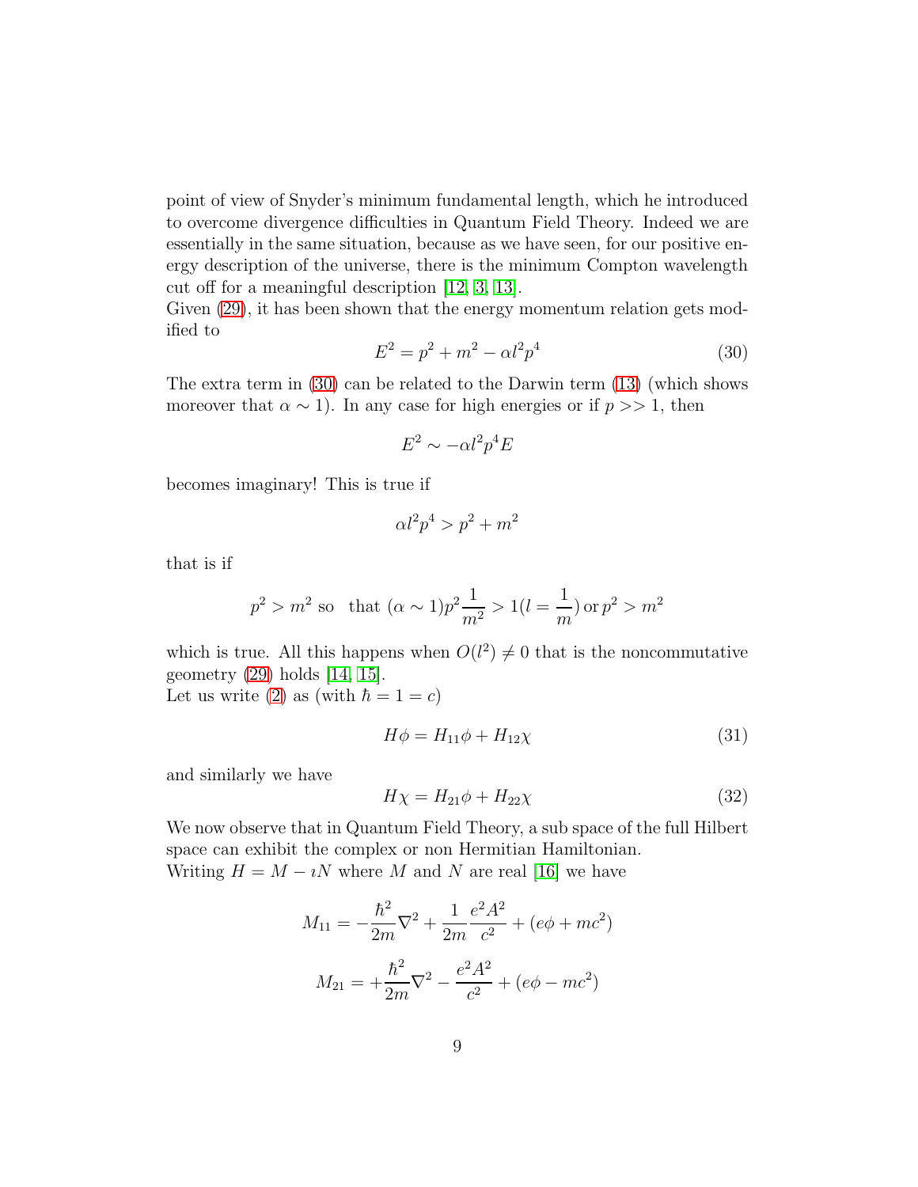point of view of Snyder's minimum fundamental length, which he introduced to overcome divergence difficulties in Quantum Field Theory. Indeed we are essentially in the same situation, because as we have seen, for our positive energy description of the universe, there is the minimum Compton wavelength cut off for a meaningful description [12, 3, 13].
Given (29), it has been shown that the energy momentum relation gets modified to

$$E^2 = p^2 + m^2 - \alpha l^2 p^4 \tag{30}$$

The extra term in (30) can be related to the Darwin term (13) (which shows moreover that $\alpha \sim 1$). In any case for high energies or if $p >> 1$, then

$$E^2 \sim -\alpha l^2 p^4 E$$

becomes imaginary! This is true if

$$\alpha l^2 p^4 > p^2 + m^2$$

that is if

$$p^2 > m^2 \text{ so \ that } (\alpha \sim 1) p^2 \frac{1}{m^2} > 1 (l = \frac{1}{m}) \, \text{or} \, p^2 > m^2$$

which is true. All this happens when $O(l^2) \neq 0$ that is the noncommutative geometry (29) holds [14, 15].
Let us write (2) as (with $\hbar = 1 = c$)

$$H\phi = H_{11}\phi + H_{12}\chi \tag{31}$$

and similarly we have

$$H\chi = H_{21}\phi + H_{22}\chi \tag{32}$$

We now observe that in Quantum Field Theory, a sub space of the full Hilbert space can exhibit the complex or non Hermitian Hamiltonian.
Writing $H = M - \imath N$ where $M$ and $N$ are real [16] we have

$$M_{11} = -\frac{\hbar^2}{2m}\nabla^2 + \frac{1}{2m}\frac{e^2 A^2}{c^2} + (e\phi + mc^2)$$

$$M_{21} = +\frac{\hbar^2}{2m}\nabla^2 - \frac{e^2 A^2}{c^2} + (e\phi - mc^2)$$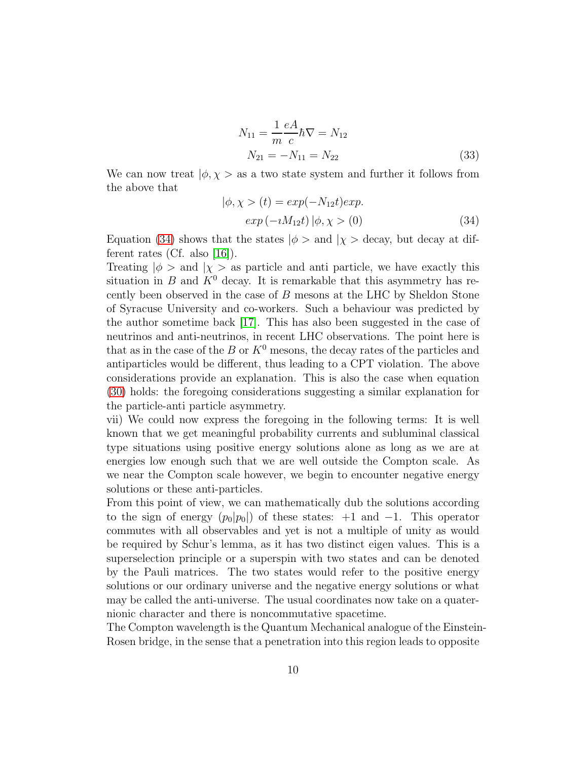$$
\begin{aligned}
N_{11} &= \frac{1}{m}\frac{eA}{c}\hbar\nabla = N_{12} \\
N_{21} &= -N_{11} = N_{22}
\end{aligned}
\tag{33}
$$

We can now treat $|\phi, \chi>$ as a two state system and further it follows from the above that

$$
\begin{aligned}
|\phi, \chi > (t) &= exp(-N_{12}t)exp. \\
exp\left(-\imath M_{12}t\right)&|\phi, \chi > (0)
\end{aligned}
\tag{34}
$$

Equation (34) shows that the states $|\phi>$ and $|\chi>$ decay, but decay at different rates (Cf. also [16]).

Treating $|\phi>$ and $|\chi>$ as particle and anti particle, we have exactly this situation in $B$ and $K^0$ decay. It is remarkable that this asymmetry has recently been observed in the case of $B$ mesons at the LHC by Sheldon Stone of Syracuse University and co-workers. Such a behaviour was predicted by the author sometime back [17]. This has also been suggested in the case of neutrinos and anti-neutrinos, in recent LHC observations. The point here is that as in the case of the $B$ or $K^0$ mesons, the decay rates of the particles and antiparticles would be different, thus leading to a CPT violation. The above considerations provide an explanation. This is also the case when equation (30) holds: the foregoing considerations suggesting a similar explanation for the particle-anti particle asymmetry.

vii) We could now express the foregoing in the following terms: It is well known that we get meaningful probability currents and subluminal classical type situations using positive energy solutions alone as long as we are at energies low enough such that we are well outside the Compton scale. As we near the Compton scale however, we begin to encounter negative energy solutions or these anti-particles.

From this point of view, we can mathematically dub the solutions according to the sign of energy $(p_0|p_0|)$ of these states: $+1$ and $-1$. This operator commutes with all observables and yet is not a multiple of unity as would be required by Schur's lemma, as it has two distinct eigen values. This is a superselection principle or a superspin with two states and can be denoted by the Pauli matrices. The two states would refer to the positive energy solutions or our ordinary universe and the negative energy solutions or what may be called the anti-universe. The usual coordinates now take on a quaternionic character and there is noncommutative spacetime.

The Compton wavelength is the Quantum Mechanical analogue of the Einstein-Rosen bridge, in the sense that a penetration into this region leads to opposite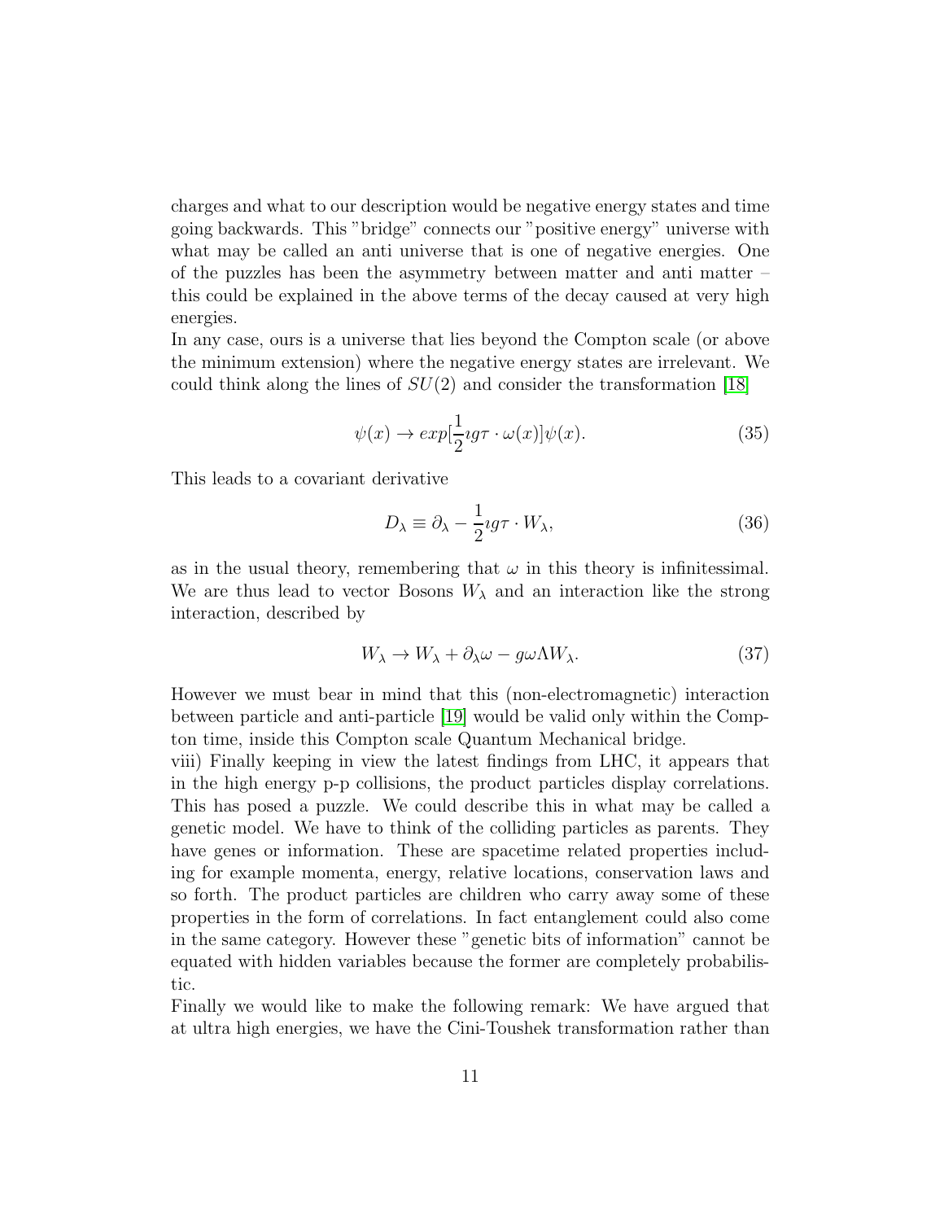charges and what to our description would be negative energy states and time going backwards. This "bridge" connects our "positive energy" universe with what may be called an anti universe that is one of negative energies. One of the puzzles has been the asymmetry between matter and anti matter – this could be explained in the above terms of the decay caused at very high energies.

In any case, ours is a universe that lies beyond the Compton scale (or above the minimum extension) where the negative energy states are irrelevant. We could think along the lines of $SU(2)$ and consider the transformation [18]

$$\psi(x) \to exp[\frac{1}{2}\imath g\tau \cdot \omega(x)]\psi(x). \tag{35}$$

This leads to a covariant derivative

$$D_\lambda \equiv \partial_\lambda - \frac{1}{2}\imath g\tau \cdot W_\lambda, \tag{36}$$

as in the usual theory, remembering that $\omega$ in this theory is infinitessimal. We are thus lead to vector Bosons $W_\lambda$ and an interaction like the strong interaction, described by

$$W_\lambda \to W_\lambda + \partial_\lambda \omega - g\omega \Lambda W_\lambda. \tag{37}$$

However we must bear in mind that this (non-electromagnetic) interaction between particle and anti-particle [19] would be valid only within the Compton time, inside this Compton scale Quantum Mechanical bridge.

viii) Finally keeping in view the latest findings from LHC, it appears that in the high energy p-p collisions, the product particles display correlations. This has posed a puzzle. We could describe this in what may be called a genetic model. We have to think of the colliding particles as parents. They have genes or information. These are spacetime related properties including for example momenta, energy, relative locations, conservation laws and so forth. The product particles are children who carry away some of these properties in the form of correlations. In fact entanglement could also come in the same category. However these "genetic bits of information" cannot be equated with hidden variables because the former are completely probabilistic.

Finally we would like to make the following remark: We have argued that at ultra high energies, we have the Cini-Toushek transformation rather than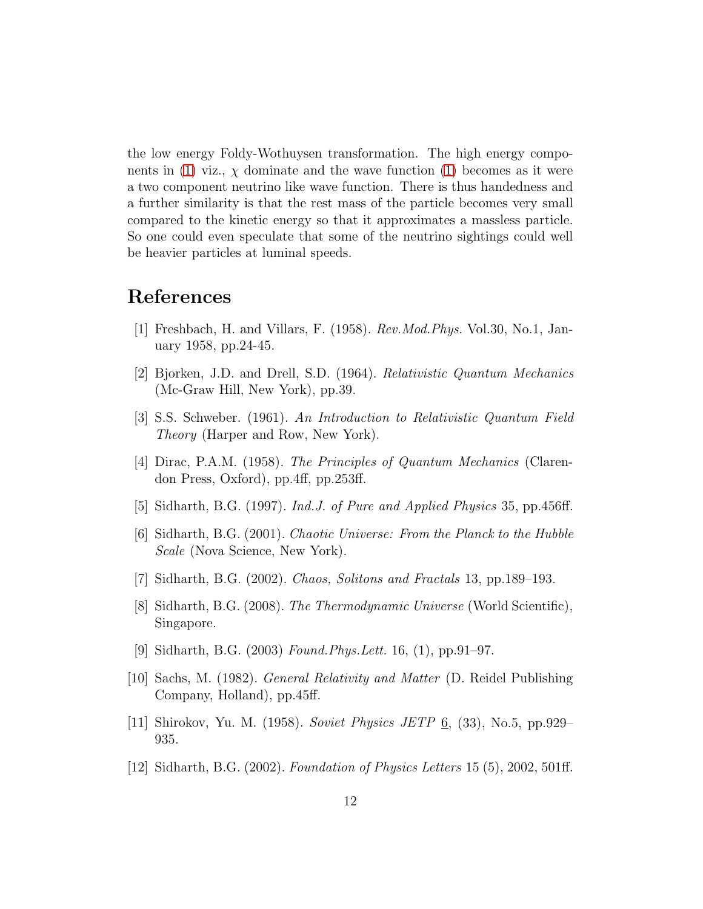the low energy Foldy-Wothuysen transformation. The high energy components in (1) viz., $\chi$ dominate and the wave function (1) becomes as it were a two component neutrino like wave function. There is thus handedness and a further similarity is that the rest mass of the particle becomes very small compared to the kinetic energy so that it approximates a massless particle. So one could even speculate that some of the neutrino sightings could well be heavier particles at luminal speeds.

# References

[1] Freshbach, H. and Villars, F. (1958). *Rev.Mod.Phys.* Vol.30, No.1, January 1958, pp.24-45.

[2] Bjorken, J.D. and Drell, S.D. (1964). *Relativistic Quantum Mechanics* (Mc-Graw Hill, New York), pp.39.

[3] S.S. Schweber. (1961). *An Introduction to Relativistic Quantum Field Theory* (Harper and Row, New York).

[4] Dirac, P.A.M. (1958). *The Principles of Quantum Mechanics* (Clarendon Press, Oxford), pp.4ff, pp.253ff.

[5] Sidharth, B.G. (1997). *Ind.J. of Pure and Applied Physics* 35, pp.456ff.

[6] Sidharth, B.G. (2001). *Chaotic Universe: From the Planck to the Hubble Scale* (Nova Science, New York).

[7] Sidharth, B.G. (2002). *Chaos, Solitons and Fractals* 13, pp.189–193.

[8] Sidharth, B.G. (2008). *The Thermodynamic Universe* (World Scientific), Singapore.

[9] Sidharth, B.G. (2003) *Found.Phys.Lett.* 16, (1), pp.91–97.

[10] Sachs, M. (1982). *General Relativity and Matter* (D. Reidel Publishing Company, Holland), pp.45ff.

[11] Shirokov, Yu. M. (1958). *Soviet Physics JETP* 6, (33), No.5, pp.929–935.

[12] Sidharth, B.G. (2002). *Foundation of Physics Letters* 15 (5), 2002, 501ff.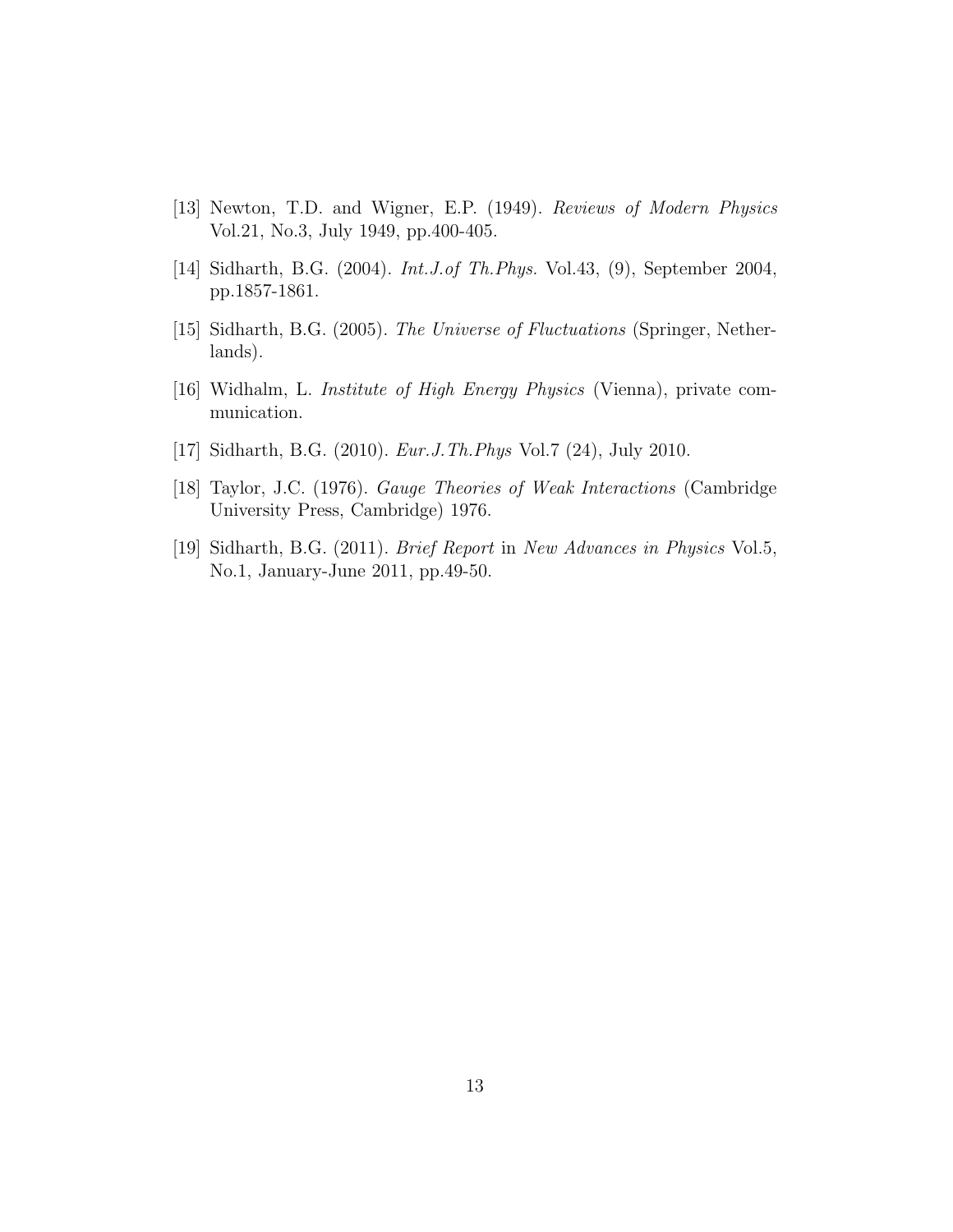[13] Newton, T.D. and Wigner, E.P. (1949). *Reviews of Modern Physics* Vol.21, No.3, July 1949, pp.400-405.

[14] Sidharth, B.G. (2004). *Int.J.of Th.Phys.* Vol.43, (9), September 2004, pp.1857-1861.

[15] Sidharth, B.G. (2005). *The Universe of Fluctuations* (Springer, Netherlands).

[16] Widhalm, L. *Institute of High Energy Physics* (Vienna), private communication.

[17] Sidharth, B.G. (2010). *Eur.J.Th.Phys* Vol.7 (24), July 2010.

[18] Taylor, J.C. (1976). *Gauge Theories of Weak Interactions* (Cambridge University Press, Cambridge) 1976.

[19] Sidharth, B.G. (2011). *Brief Report* in *New Advances in Physics* Vol.5, No.1, January-June 2011, pp.49-50.